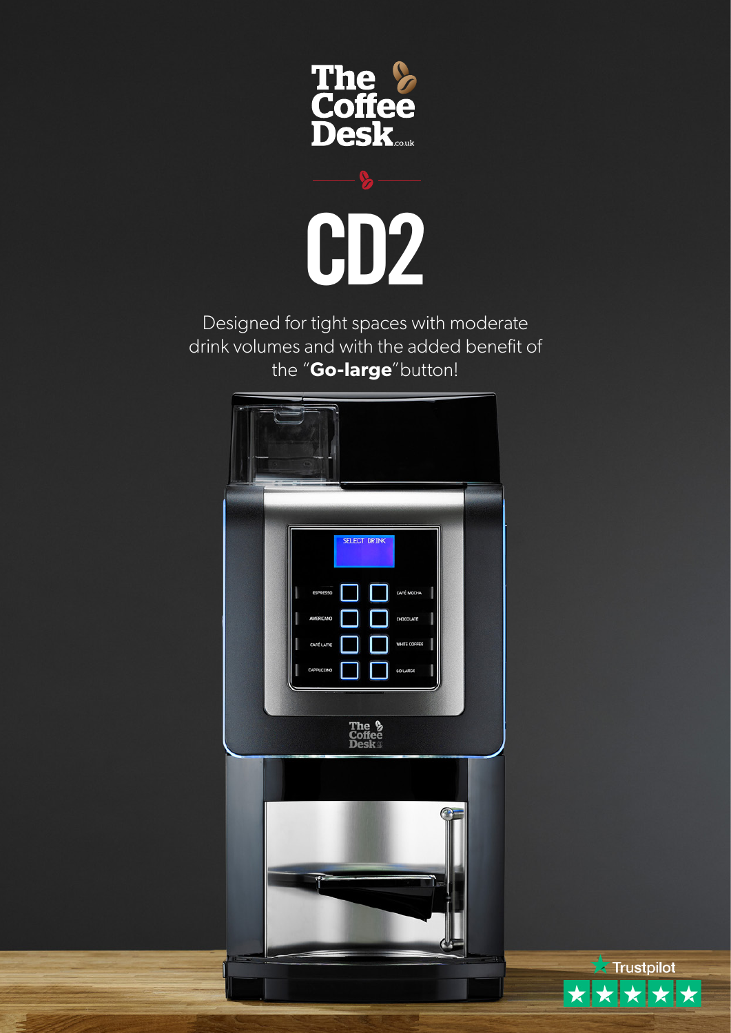The Coffee Desk.co.uk

# CD2

Designed for tight spaces with moderate drink volumes and with the added benefit of the "**Go-large**" button!

Trustpilot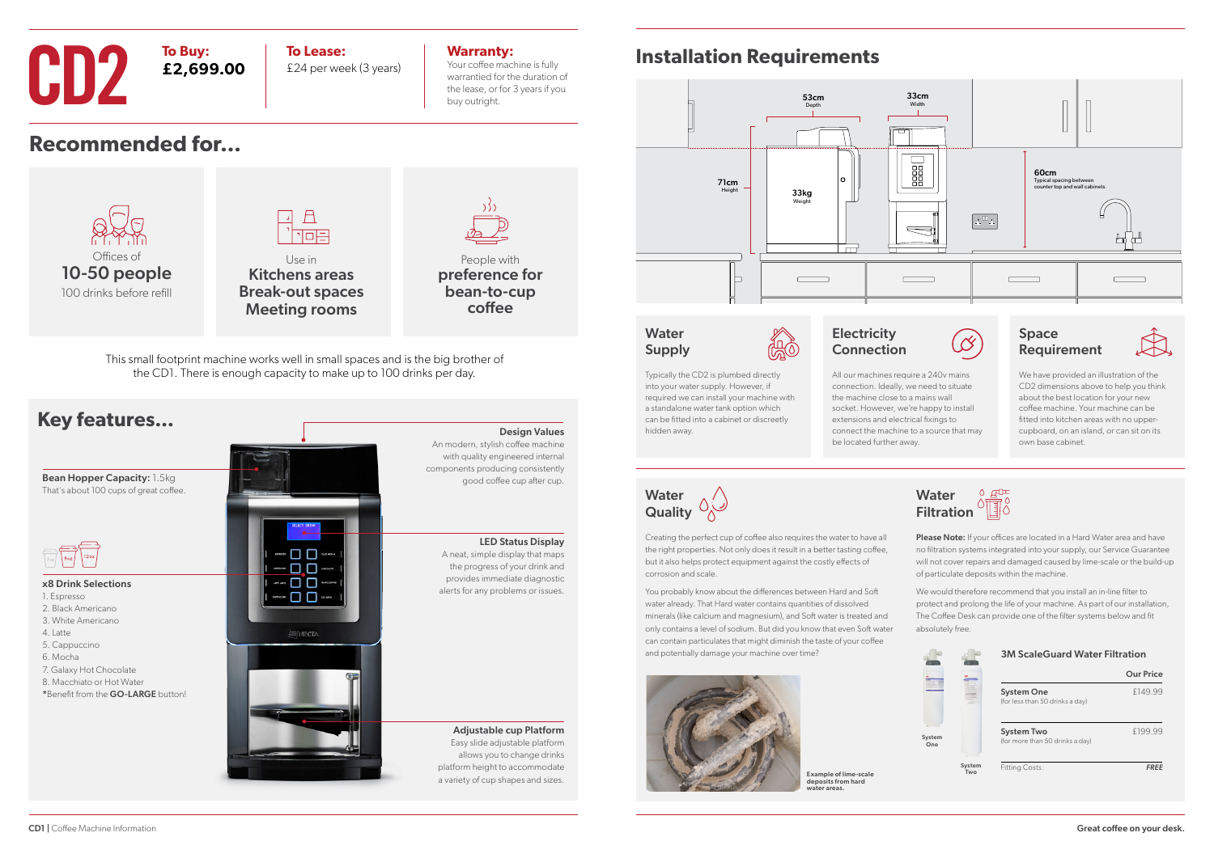# CD2

**To Buy:**
**£2,699.00**

**To Lease:**
£24 per week (3 years)

**Warranty:**
Your coffee machine is fully warrantied for the duration of the lease, or for 3 years if you buy outright.

## Recommended for...

Offices of
**10-50 people**
100 drinks before refill

Use in
**Kitchens areas**
**Break-out spaces**
**Meeting rooms**

People with
**preference for bean-to-cup coffee**

This small footprint machine works well in small spaces and is the big brother of the CD1. There is enough capacity to make up to 100 drinks per day.

## Key features...

**Bean Hopper Capacity:** 1.5kg
That's about 100 cups of great coffee.

7oz 9oz 12oz

**x8 Drink Selections**

1. Espresso
2. Black Americano
3. White Americano
4. Latte
5. Cappuccino
6. Mocha
7. Galaxy Hot Chocolate
8. Macchiato or Hot Water

*Benefit from the **GO-LARGE** button!

**Design Values**
An modern, stylish coffee machine with quality engineered internal components producing consistently good coffee cup after cup.

**LED Status Display**
A neat, simple display that maps the progress of your drink and provides immediate diagnostic alerts for any problems or issues.

**Adjustable cup Platform**
Easy slide adjustable platform allows you to change drinks platform height to accommodate a variety of cup shapes and sizes.

## Installation Requirements

53cm Depth
33cm Width
71cm Height
33kg Weight
60cm Typical spacing between counter top and wall cabinets.

### Water Supply

Typically the CD2 is plumbed directly into your water supply. However, if required we can install your machine with a standalone water tank option which can be fitted into a cabinet or discreetly hidden away.

### Electricity Connection

All our machines require a 240v mains connection. Ideally, we need to situate the machine close to a mains wall socket. However, we're happy to install extensions and electrical fixings to connect the machine to a source that may be located further away.

### Space Requirement

We have provided an illustration of the CD2 dimensions above to help you think about the best location for your new coffee machine. Your machine can be fitted into kitchen areas with no upper-cupboard, on an island, or can sit on its own base cabinet.

### Water Quality

Creating the perfect cup of coffee also requires the water to have all the right properties. Not only does it result in a better tasting coffee, but it also helps protect equipment against the costly effects of corrosion and scale.

You probably know about the differences between Hard and Soft water already. That Hard water contains quantities of dissolved minerals (like calcium and magnesium), and Soft water is treated and only contains a level of sodium. But did you know that even Soft water can contain particulates that might diminish the taste of your coffee and potentially damage your machine over time?

Example of lime-scale deposits from hard water areas.

### Water Filtration

**Please Note:** If your offices are located in a Hard Water area and have no filtration systems integrated into your supply, our Service Guarantee will not cover repairs and damaged caused by lime-scale or the build-up of particulate deposits within the machine.

We would therefore recommend that you install an in-line filter to protect and prolong the life of your machine. As part of our installation, The Coffee Desk can provide one of the filter systems below and fit absolutely free.

**3M ScaleGuard Water Filtration**

| | Our Price |
|---|---|
| **System One** (for less than 50 drinks a day) | £149.99 |
| **System Two** (for more than 50 drinks a day) | £199.99 |
| Fitting Costs: | *FREE* |

System One
System Two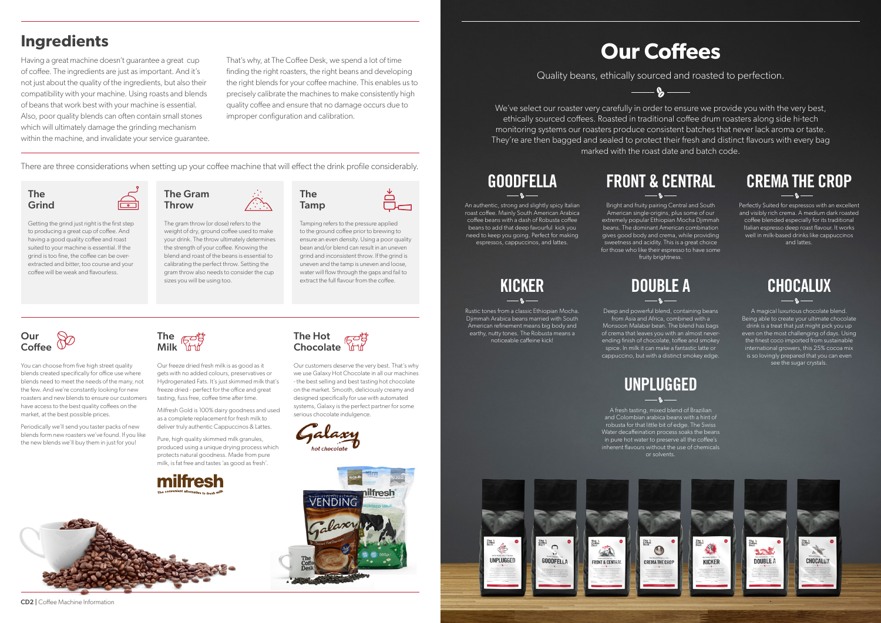## Ingredients

Having a great machine doesn't guarantee a great cup of coffee. The ingredients are just as important. And it's not just about the quality of the ingredients, but also their compatibility with your machine. Using roasts and blends of beans that work best with your machine is essential. Also, poor quality blends can often contain small stones which will ultimately damage the grinding mechanism within the machine, and invalidate your service guarantee.

That's why, at The Coffee Desk, we spend a lot of time finding the right roasters, the right beans and developing the right blends for your coffee machine. This enables us to precisely calibrate the machines to make consistently high quality coffee and ensure that no damage occurs due to improper configuration and calibration.

There are three considerations when setting up your coffee machine that will effect the drink profile considerably.

### The Grind

Getting the grind just right is the first step to producing a great cup of coffee. And having a good quality coffee and roast suited to your machine is essential. If the grind is too fine, the coffee can be over-extracted and bitter, too course and your coffee will be weak and flavourless.

### The Gram Throw

The gram throw (or dose) refers to the weight of dry, ground coffee used to make your drink. The throw ultimately determines the strength of your coffee. Knowing the blend and roast of the beans is essential to calibrating the perfect throw. Setting the gram throw also needs to consider the cup sizes you will be using too.

### The Tamp

Tamping refers to the pressure applied to the ground coffee prior to brewing to ensure an even density. Using a poor quality bean and/or blend can result in an uneven grind and inconsistent throw. If the grind is uneven and the tamp is uneven and loose, water will flow through the gaps and fail to extract the full flavour from the coffee.

### Our Coffee

You can choose from five high street quality blends created specifically for office use where blends need to meet the needs of the many, not the few. And we're constantly looking for new roasters and new blends to ensure our customers have access to the best quality coffees on the market, at the best possible prices.

Periodically we'll send you taster packs of new blends form new roasters we've found. If you like the new blends we'll buy them in just for you!

### The Milk

Our freeze dried fresh milk is as good as it gets with no added colours, preservatives or Hydrogenated Fats. It's just skimmed milk that's freeze dried - perfect for the office and great tasting, fuss free, coffee time after time.

Milfresh Gold is 100% dairy goodness and used as a complete replacement for fresh milk to deliver truly authentic Cappuccinos & Lattes.

Pure, high quality skimmed milk granules, produced using a unique drying process which protects natural goodness. Made from pure milk, is fat free and tastes 'as good as fresh'.

### The Hot Chocolate

Our customers deserve the very best. That's why we use Galaxy Hot Chocolate in all our machines - the best selling and best tasting hot chocolate on the market. Smooth, deliciously creamy and designed specifically for use with automated systems, Galaxy is the perfect partner for some serious chocolate indulgence.

CD2 | Coffee Machine Information

# Our Coffees

Quality beans, ethically sourced and roasted to perfection.

We've select our roaster very carefully in order to ensure we provide you with the very best, ethically sourced coffees. Roasted in traditional coffee drum roasters along side hi-tech monitoring systems our roasters produce consistent batches that never lack aroma or taste. They're are then bagged and sealed to protect their fresh and distinct flavours with every bag marked with the roast date and batch code.

### GOODFELLA

An authentic, strong and slightly spicy Italian roast coffee. Mainly South American Arabica coffee beans with a dash of Robusta coffee beans to add that deep favourful kick you need to keep you going. Perfect for making espressos, cappuccinos, and lattes.

### FRONT & CENTRAL

Bright and fruity pairing Central and South American single-origins, plus some of our extremely popular Ethiopian Mocha Djimmah beans. The dominant American combination gives good body and crema, while providing sweetness and acidity. This is a great choice for those who like their espresso to have some fruity brightness.

### CREMA THE CROP

Perfectly Suited for espressos with an excellent and visibly rich crema. A medium dark roasted coffee blended especially for its traditional Italian espresso deep roast flavour. It works well in milk-based drinks like cappuccinos and lattes.

### KICKER

Rustic tones from a classic Ethiopian Mocha. Djimmah Arabica beans married with South American refinement means big body and earthy, nutty tones. The Robusta means a noticeable caffeine kick!

### DOUBLE A

Deep and powerful blend, containing beans from Asia and Africa, combined with a Monsoon Malabar bean. The blend has bags of crema that leaves you with an almost never-ending finish of chocolate, toffee and smokey spice. In milk it can make a fantastic latte or cappuccino, but with a distinct smokey edge.

### CHOCALUX

A magical luxurious chocolate blend. Being able to create your ultimate chocolate drink is a treat that just might pick you up even on the most challenging of days. Using the finest coco imported from sustainable international growers, this 25% cocoa mix is so lovingly prepared that you can even see the sugar crystals.

### UNPLUGGED

A fresh tasting, mixed blend of Brazilian and Colombian arabica beans with a hint of robusta for that little bit of edge. The Swiss Water decaffeination process soaks the beans in pure hot water to preserve all the coffee's inherent flavours without the use of chemicals or solvents.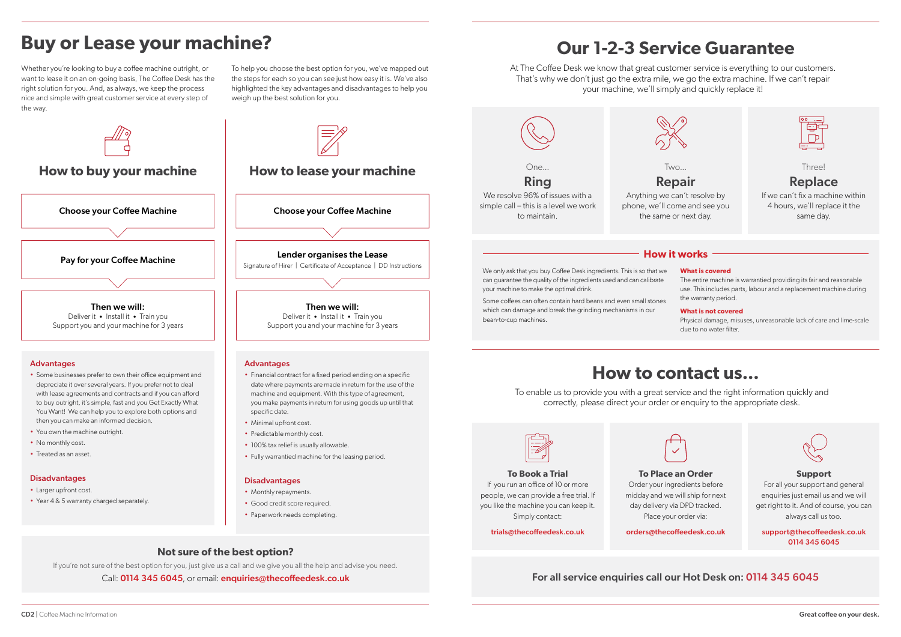# Buy or Lease your machine?

Whether you're looking to buy a coffee machine outright, or want to lease it on an on-going basis, The Coffee Desk has the right solution for you. And, as always, we keep the process nice and simple with great customer service at every step of the way.

To help you choose the best option for you, we've mapped out the steps for each so you can see just how easy it is. We've also highlighted the key advantages and disadvantages to help you weigh up the best solution for you.

## How to buy your machine

**Choose your Coffee Machine**

**Pay for your Coffee Machine**

**Then we will:**
Deliver it • Install it • Train you
Support you and your machine for 3 years

### Advantages

- Some businesses prefer to own their office equipment and depreciate it over several years. If you prefer not to deal with lease agreements and contracts and if you can afford to buy outright, it's simple, fast and you Get Exactly What You Want! We can help you to explore both options and then you can make an informed decision.
- You own the machine outright.
- No monthly cost.
- Treated as an asset.

### Disadvantages

- Larger upfront cost.
- Year 4 & 5 warranty charged separately.

## How to lease your machine

**Choose your Coffee Machine**

**Lender organises the Lease**
Signature of Hirer | Certificate of Acceptance | DD Instructions

**Then we will:**
Deliver it • Install it • Train you
Support you and your machine for 3 years

### Advantages

- Financial contract for a fixed period ending on a specific date where payments are made in return for the use of the machine and equipment. With this type of agreement, you make payments in return for using goods up until that specific date.
- Minimal upfront cost.
- Predictable monthly cost.
- 100% tax relief is usually allowable.
- Fully warrantied machine for the leasing period.

### Disadvantages

- Monthly repayments.
- Good credit score required.
- Paperwork needs completing.

## Not sure of the best option?

If you're not sure of the best option for you, just give us a call and we give you all the help and advise you need.

Call: **0114 345 6045**, or email: **enquiries@thecoffeedesk.co.uk**

# Our 1-2-3 Service Guarantee

At The Coffee Desk we know that great customer service is everything to our customers. That's why we don't just go the extra mile, we go the extra machine. If we can't repair your machine, we'll simply and quickly replace it!

One...
**Ring**
We resolve 96% of issues with a simple call – this is a level we work to maintain.

Two...
**Repair**
Anything we can't resolve by phone, we'll come and see you the same or next day.

Three!
**Replace**
If we can't fix a machine within 4 hours, we'll replace it the same day.

## How it works

We only ask that you buy Coffee Desk ingredients. This is so that we can guarantee the quality of the ingredients used and can calibrate your machine to make the optimal drink.

Some coffees can often contain hard beans and even small stones which can damage and break the grinding mechanisms in our bean-to-cup machines.

**What is covered**
The entire machine is warrantied providing its fair and reasonable use. This includes parts, labour and a replacement machine during the warranty period.

**What is not covered**
Physical damage, misuses, unreasonable lack of care and lime-scale due to no water filter.

# How to contact us...

To enable us to provide you with a great service and the right information quickly and correctly, please direct your order or enquiry to the appropriate desk.

**To Book a Trial**
If you run an office of 10 or more people, we can provide a free trial. If you like the machine you can keep it. Simply contact:
**trials@thecoffeedesk.co.uk**

**To Place an Order**
Order your ingredients before midday and we will ship for next day delivery via DPD tracked. Place your order via:
**orders@thecoffeedesk.co.uk**

**Support**
For all your support and general enquiries just email us and we will get right to it. And of course, you can always call us too.
**support@thecoffeedesk.co.uk**
**0114 345 6045**

**For all service enquiries call our Hot Desk on: 0114 345 6045**

Great coffee on your desk.